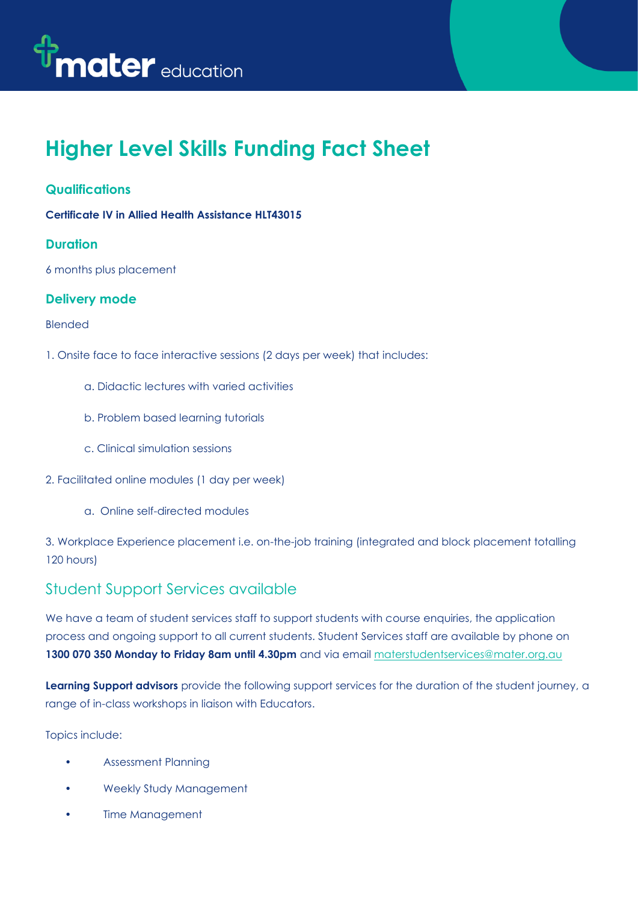mater education

# Higher Level Skills Funding Fact Sheet

## Qualifications

**Certificate IV in Allied Health Assistance HLT43015**

## Duration

6 months plus placement

## Delivery mode

Blended

1. Onsite face to face interactive sessions (2 days per week) that includes:
    a. Didactic lectures with varied activities
    b. Problem based learning tutorials
    c. Clinical simulation sessions
2. Facilitated online modules (1 day per week)
    a. Online self-directed modules
3. Workplace Experience placement i.e. on-the-job training (integrated and block placement totalling 120 hours)

## Student Support Services available

We have a team of student services staff to support students with course enquiries, the application process and ongoing support to all current students. Student Services staff are available by phone on **1300 070 350 Monday to Friday 8am until 4.30pm** and via email materstudentservices@mater.org.au

**Learning Support advisors** provide the following support services for the duration of the student journey, a range of in-class workshops in liaison with Educators.

Topics include:

- Assessment Planning
- Weekly Study Management
- Time Management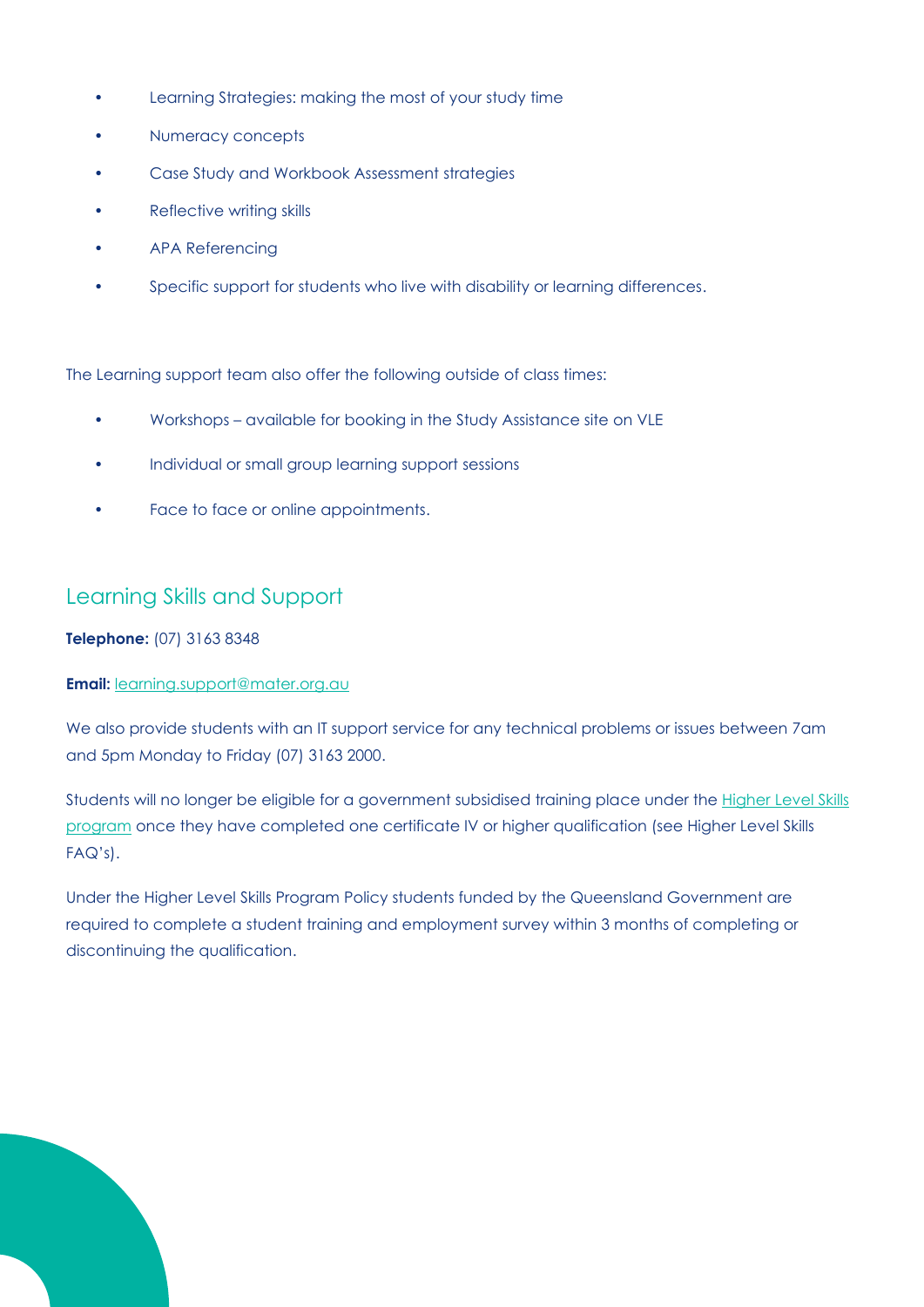- Learning Strategies: making the most of your study time
- Numeracy concepts
- Case Study and Workbook Assessment strategies
- Reflective writing skills
- APA Referencing
- Specific support for students who live with disability or learning differences.

The Learning support team also offer the following outside of class times:

- Workshops – available for booking in the Study Assistance site on VLE
- Individual or small group learning support sessions
- Face to face or online appointments.

## Learning Skills and Support

**Telephone:** (07) 3163 8348

**Email:** learning.support@mater.org.au

We also provide students with an IT support service for any technical problems or issues between 7am and 5pm Monday to Friday (07) 3163 2000.

Students will no longer be eligible for a government subsidised training place under the Higher Level Skills program once they have completed one certificate IV or higher qualification (see Higher Level Skills FAQ's).

Under the Higher Level Skills Program Policy students funded by the Queensland Government are required to complete a student training and employment survey within 3 months of completing or discontinuing the qualification.